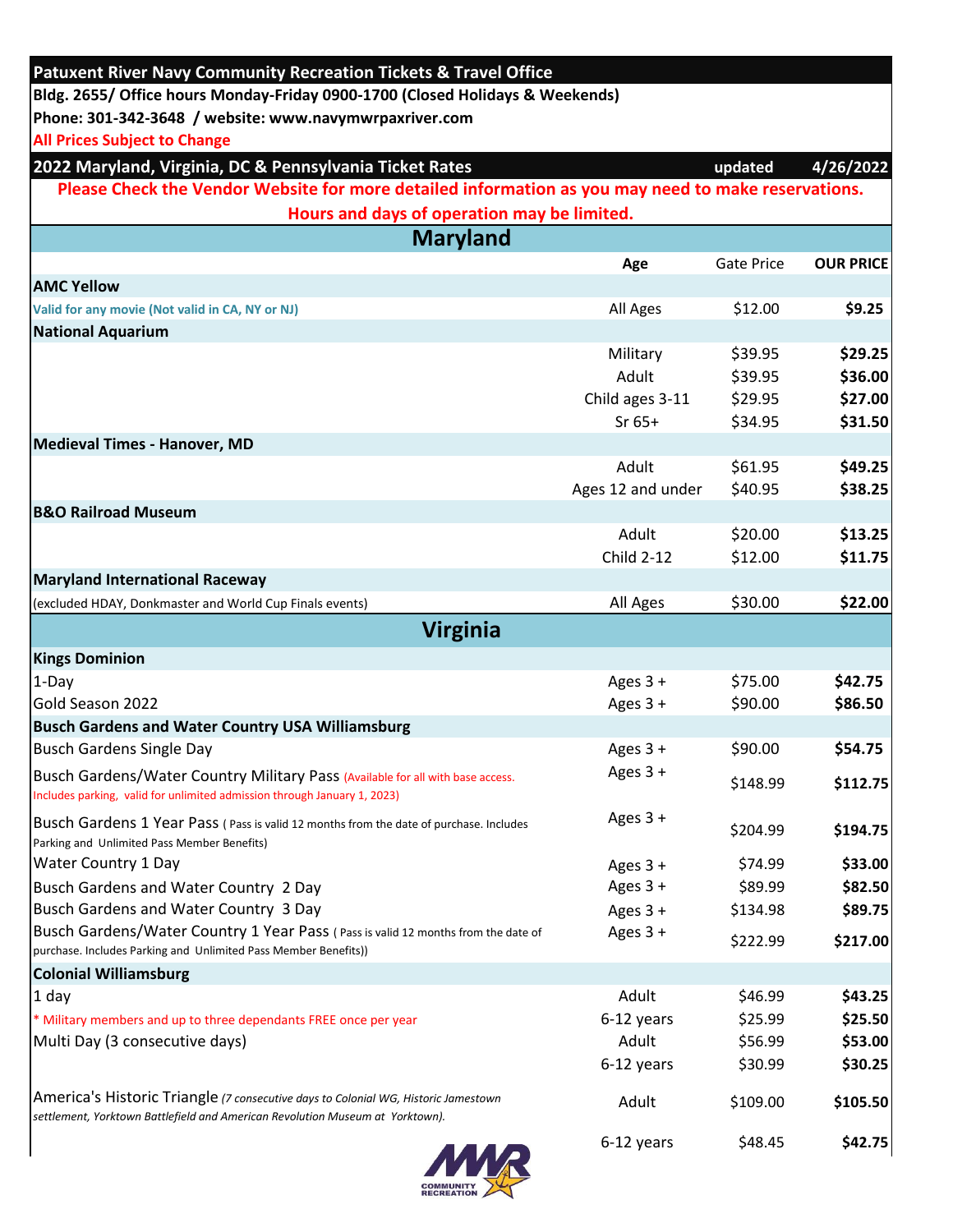**Patuxent River Navy Community Recreation Tickets & Travel Office**

**Bldg. 2655/ Office hours Monday-Friday 0900-1700 (Closed Holidays & Weekends)**

**Phone: 301-342-3648 / website: www.navymwrpaxriver.com**

**All Prices Subject to Change**

**2022 Maryland, Virginia, DC & Pennsylvania Ticket Rates** — updated 4/26/2022

**Please Check the Vendor Website for more detailed information as you may need to make reservations. Hours and days of operation may be limited.**

## Maryland

| | Age | Gate Price | OUR PRICE |
|---|---|---|---|
| **AMC Yellow** | | | |
| Valid for any movie (Not valid in CA, NY or NJ) | All Ages | $12.00 | **$9.25** |
| **National Aquarium** | | | |
| | Military | $39.95 | **$29.25** |
| | Adult | $39.95 | **$36.00** |
| | Child ages 3-11 | $29.95 | **$27.00** |
| | Sr 65+ | $34.95 | **$31.50** |
| **Medieval Times - Hanover, MD** | | | |
| | Adult | $61.95 | **$49.25** |
| | Ages 12 and under | $40.95 | **$38.25** |
| **B&O Railroad Museum** | | | |
| | Adult | $20.00 | **$13.25** |
| | Child 2-12 | $12.00 | **$11.75** |
| **Maryland International Raceway** | | | |
| (excluded HDAY, Donkmaster and World Cup Finals events) | All Ages | $30.00 | **$22.00** |

## Virginia

| | Age | Gate Price | OUR PRICE |
|---|---|---|---|
| **Kings Dominion** | | | |
| 1-Day | Ages 3 + | $75.00 | **$42.75** |
| Gold Season 2022 | Ages 3 + | $90.00 | **$86.50** |
| **Busch Gardens and Water Country USA Williamsburg** | | | |
| Busch Gardens Single Day | Ages 3 + | $90.00 | **$54.75** |
| Busch Gardens/Water Country Military Pass (Available for all with base access. Includes parking, valid for unlimited admission through January 1, 2023) | Ages 3 + | $148.99 | **$112.75** |
| Busch Gardens 1 Year Pass ( Pass is valid 12 months from the date of purchase. Includes Parking and Unlimited Pass Member Benefits) | Ages 3 + | $204.99 | **$194.75** |
| Water Country 1 Day | Ages 3 + | $74.99 | **$33.00** |
| Busch Gardens and Water Country 2 Day | Ages 3 + | $89.99 | **$82.50** |
| Busch Gardens and Water Country 3 Day | Ages 3 + | $134.98 | **$89.75** |
| Busch Gardens/Water Country 1 Year Pass ( Pass is valid 12 months from the date of purchase. Includes Parking and Unlimited Pass Member Benefits)) | Ages 3 + | $222.99 | **$217.00** |
| **Colonial Williamsburg** | | | |
| 1 day | Adult | $46.99 | **$43.25** |
| * Military members and up to three dependants FREE once per year | 6-12 years | $25.99 | **$25.50** |
| Multi Day (3 consecutive days) | Adult | $56.99 | **$53.00** |
| | 6-12 years | $30.99 | **$30.25** |
| America's Historic Triangle *(7 consecutive days to Colonial WG, Historic Jamestown settlement, Yorktown Battlefield and American Revolution Museum at Yorktown).* | Adult | $109.00 | **$105.50** |
| | 6-12 years | $48.45 | **$42.75** |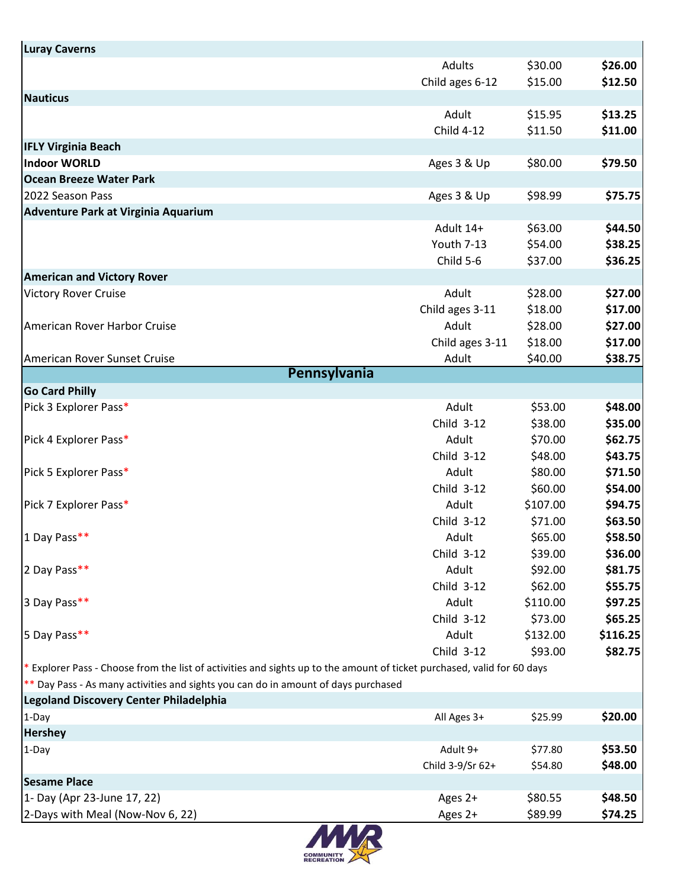| | | | |
|---|---|---|---|
| **Luray Caverns** | | | |
| | Adults | $30.00 | **$26.00** |
| | Child ages 6-12 | $15.00 | **$12.50** |
| **Nauticus** | | | |
| | Adult | $15.95 | **$13.25** |
| | Child 4-12 | $11.50 | **$11.00** |
| **IFLY Virginia Beach** | | | |
| **Indoor WORLD** | Ages 3 & Up | $80.00 | **$79.50** |
| **Ocean Breeze Water Park** | | | |
| 2022 Season Pass | Ages 3 & Up | $98.99 | **$75.75** |
| **Adventure Park at Virginia Aquarium** | | | |
| | Adult 14+ | $63.00 | **$44.50** |
| | Youth 7-13 | $54.00 | **$38.25** |
| | Child 5-6 | $37.00 | **$36.25** |
| **American and Victory Rover** | | | |
| Victory Rover Cruise | Adult | $28.00 | **$27.00** |
| | Child ages 3-11 | $18.00 | **$17.00** |
| American Rover Harbor Cruise | Adult | $28.00 | **$27.00** |
| | Child ages 3-11 | $18.00 | **$17.00** |
| American Rover Sunset Cruise | Adult | $40.00 | **$38.75** |

## Pennsylvania

| | | | |
|---|---|---|---|
| **Go Card Philly** | | | |
| Pick 3 Explorer Pass* | Adult | $53.00 | **$48.00** |
| | Child 3-12 | $38.00 | **$35.00** |
| Pick 4 Explorer Pass* | Adult | $70.00 | **$62.75** |
| | Child 3-12 | $48.00 | **$43.75** |
| Pick 5 Explorer Pass* | Adult | $80.00 | **$71.50** |
| | Child 3-12 | $60.00 | **$54.00** |
| Pick 7 Explorer Pass* | Adult | $107.00 | **$94.75** |
| | Child 3-12 | $71.00 | **$63.50** |
| 1 Day Pass** | Adult | $65.00 | **$58.50** |
| | Child 3-12 | $39.00 | **$36.00** |
| 2 Day Pass** | Adult | $92.00 | **$81.75** |
| | Child 3-12 | $62.00 | **$55.75** |
| 3 Day Pass** | Adult | $110.00 | **$97.25** |
| | Child 3-12 | $73.00 | **$65.25** |
| 5 Day Pass** | Adult | $132.00 | **$116.25** |
| | Child 3-12 | $93.00 | **$82.75** |

* Explorer Pass - Choose from the list of activities and sights up to the amount of ticket purchased, valid for 60 days

** Day Pass - As many activities and sights you can do in amount of days purchased

| | | | |
|---|---|---|---|
| **Legoland Discovery Center Philadelphia** | | | |
| 1-Day | All Ages 3+ | $25.99 | **$20.00** |
| **Hershey** | | | |
| 1-Day | Adult 9+ | $77.80 | **$53.50** |
| | Child 3-9/Sr 62+ | $54.80 | **$48.00** |
| **Sesame Place** | | | |
| 1- Day (Apr 23-June 17, 22) | Ages 2+ | $80.55 | **$48.50** |
| 2-Days with Meal (Now-Nov 6, 22) | Ages 2+ | $89.99 | **$74.25** |

MWR COMMUNITY RECREATION